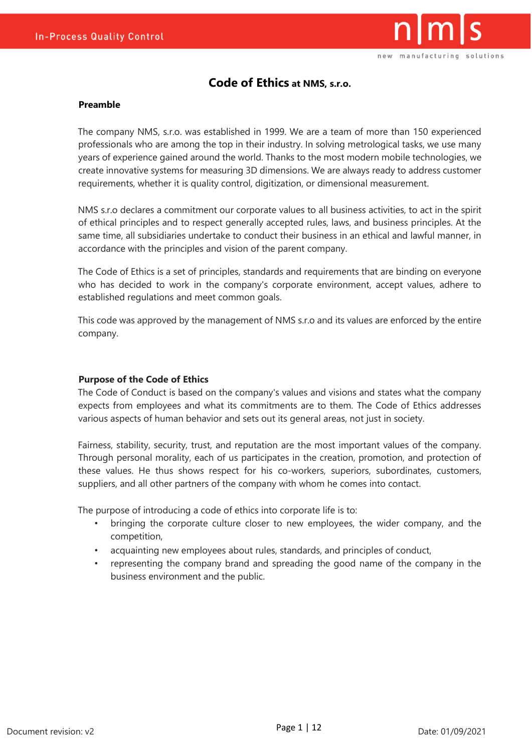# Code of Ethics at NMS, s.r.o.

## Preamble

The company NMS, s.r.o. was established in 1999. We are a team of more than 150 experienced professionals who are among the top in their industry. In solving metrological tasks, we use many years of experience gained around the world. Thanks to the most modern mobile technologies, we create innovative systems for measuring 3D dimensions. We are always ready to address customer requirements, whether it is quality control, digitization, or dimensional measurement.

NMS s.r.o declares a commitment our corporate values to all business activities, to act in the spirit of ethical principles and to respect generally accepted rules, laws, and business principles. At the same time, all subsidiaries undertake to conduct their business in an ethical and lawful manner, in accordance with the principles and vision of the parent company.

The Code of Ethics is a set of principles, standards and requirements that are binding on everyone who has decided to work in the company's corporate environment, accept values, adhere to established regulations and meet common goals.

This code was approved by the management of NMS s.r.o and its values are enforced by the entire company.

## Purpose of the Code of Ethics

The Code of Conduct is based on the company's values and visions and states what the company expects from employees and what its commitments are to them. The Code of Ethics addresses various aspects of human behavior and sets out its general areas, not just in society.

Fairness, stability, security, trust, and reputation are the most important values of the company. Through personal morality, each of us participates in the creation, promotion, and protection of these values. He thus shows respect for his co-workers, superiors, subordinates, customers, suppliers, and all other partners of the company with whom he comes into contact.

The purpose of introducing a code of ethics into corporate life is to:

- bringing the corporate culture closer to new employees, the wider company, and the competition,
- acquainting new employees about rules, standards, and principles of conduct,
- representing the company brand and spreading the good name of the company in the business environment and the public.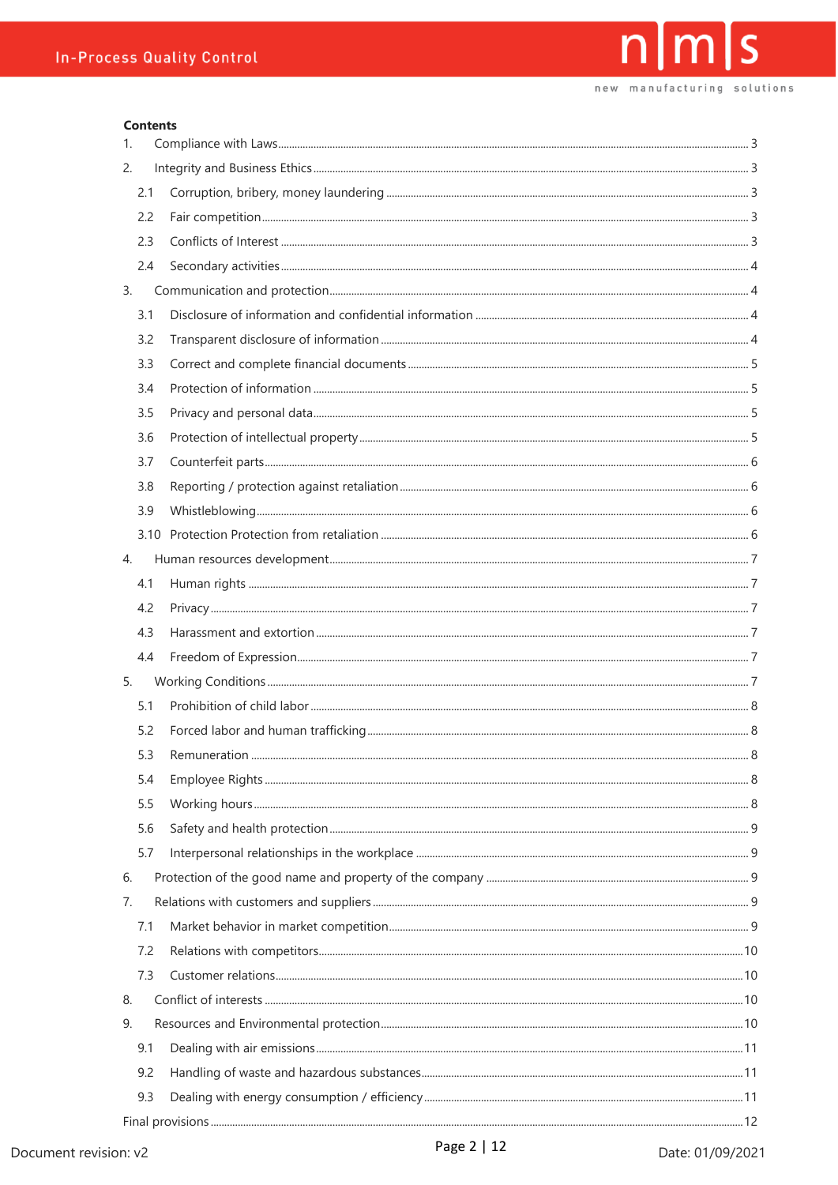**Contents**

1. Compliance with Laws ........ 3
2. Integrity and Business Ethics ........ 3
   - 2.1 Corruption, bribery, money laundering ........ 3
   - 2.2 Fair competition ........ 3
   - 2.3 Conflicts of Interest ........ 3
   - 2.4 Secondary activities ........ 4
3. Communication and protection ........ 4
   - 3.1 Disclosure of information and confidential information ........ 4
   - 3.2 Transparent disclosure of information ........ 4
   - 3.3 Correct and complete financial documents ........ 5
   - 3.4 Protection of information ........ 5
   - 3.5 Privacy and personal data ........ 5
   - 3.6 Protection of intellectual property ........ 5
   - 3.7 Counterfeit parts ........ 6
   - 3.8 Reporting / protection against retaliation ........ 6
   - 3.9 Whistleblowing ........ 6
   - 3.10 Protection Protection from retaliation ........ 6
4. Human resources development ........ 7
   - 4.1 Human rights ........ 7
   - 4.2 Privacy ........ 7
   - 4.3 Harassment and extortion ........ 7
   - 4.4 Freedom of Expression ........ 7
5. Working Conditions ........ 7
   - 5.1 Prohibition of child labor ........ 8
   - 5.2 Forced labor and human trafficking ........ 8
   - 5.3 Remuneration ........ 8
   - 5.4 Employee Rights ........ 8
   - 5.5 Working hours ........ 8
   - 5.6 Safety and health protection ........ 9
   - 5.7 Interpersonal relationships in the workplace ........ 9
6. Protection of the good name and property of the company ........ 9
7. Relations with customers and suppliers ........ 9
   - 7.1 Market behavior in market competition ........ 9
   - 7.2 Relations with competitors ........ 10
   - 7.3 Customer relations ........ 10
8. Conflict of interests ........ 10
9. Resources and Environmental protection ........ 10
   - 9.1 Dealing with air emissions ........ 11
   - 9.2 Handling of waste and hazardous substances ........ 11
   - 9.3 Dealing with energy consumption / efficiency ........ 11

Final provisions ........ 12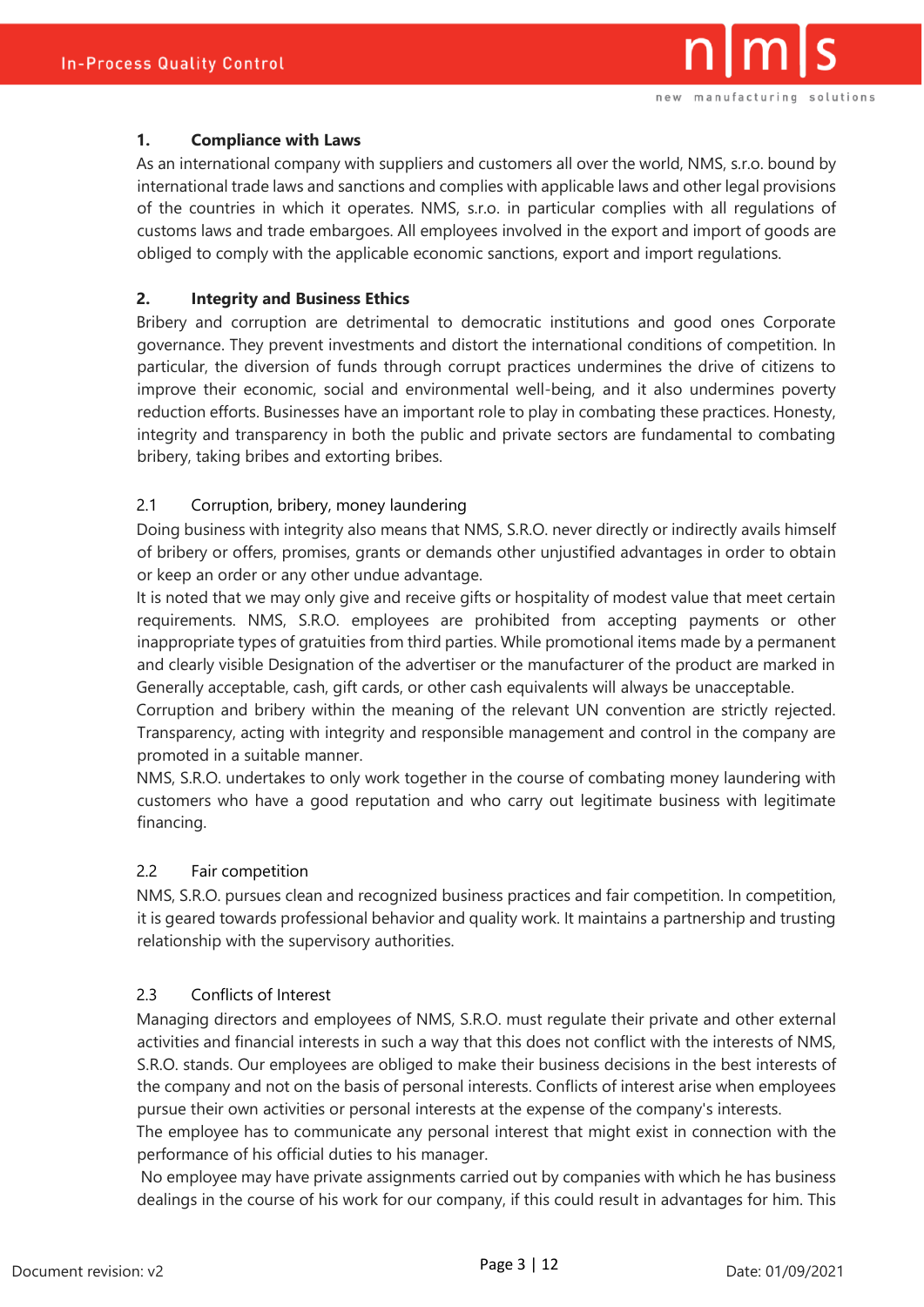## 1. Compliance with Laws

As an international company with suppliers and customers all over the world, NMS, s.r.o. bound by international trade laws and sanctions and complies with applicable laws and other legal provisions of the countries in which it operates. NMS, s.r.o. in particular complies with all regulations of customs laws and trade embargoes. All employees involved in the export and import of goods are obliged to comply with the applicable economic sanctions, export and import regulations.

## 2. Integrity and Business Ethics

Bribery and corruption are detrimental to democratic institutions and good ones Corporate governance. They prevent investments and distort the international conditions of competition. In particular, the diversion of funds through corrupt practices undermines the drive of citizens to improve their economic, social and environmental well-being, and it also undermines poverty reduction efforts. Businesses have an important role to play in combating these practices. Honesty, integrity and transparency in both the public and private sectors are fundamental to combating bribery, taking bribes and extorting bribes.

### 2.1 Corruption, bribery, money laundering

Doing business with integrity also means that NMS, S.R.O. never directly or indirectly avails himself of bribery or offers, promises, grants or demands other unjustified advantages in order to obtain or keep an order or any other undue advantage.

It is noted that we may only give and receive gifts or hospitality of modest value that meet certain requirements. NMS, S.R.O. employees are prohibited from accepting payments or other inappropriate types of gratuities from third parties. While promotional items made by a permanent and clearly visible Designation of the advertiser or the manufacturer of the product are marked in Generally acceptable, cash, gift cards, or other cash equivalents will always be unacceptable.

Corruption and bribery within the meaning of the relevant UN convention are strictly rejected. Transparency, acting with integrity and responsible management and control in the company are promoted in a suitable manner.

NMS, S.R.O. undertakes to only work together in the course of combating money laundering with customers who have a good reputation and who carry out legitimate business with legitimate financing.

### 2.2 Fair competition

NMS, S.R.O. pursues clean and recognized business practices and fair competition. In competition, it is geared towards professional behavior and quality work. It maintains a partnership and trusting relationship with the supervisory authorities.

### 2.3 Conflicts of Interest

Managing directors and employees of NMS, S.R.O. must regulate their private and other external activities and financial interests in such a way that this does not conflict with the interests of NMS, S.R.O. stands. Our employees are obliged to make their business decisions in the best interests of the company and not on the basis of personal interests. Conflicts of interest arise when employees pursue their own activities or personal interests at the expense of the company's interests.

The employee has to communicate any personal interest that might exist in connection with the performance of his official duties to his manager.

No employee may have private assignments carried out by companies with which he has business dealings in the course of his work for our company, if this could result in advantages for him. This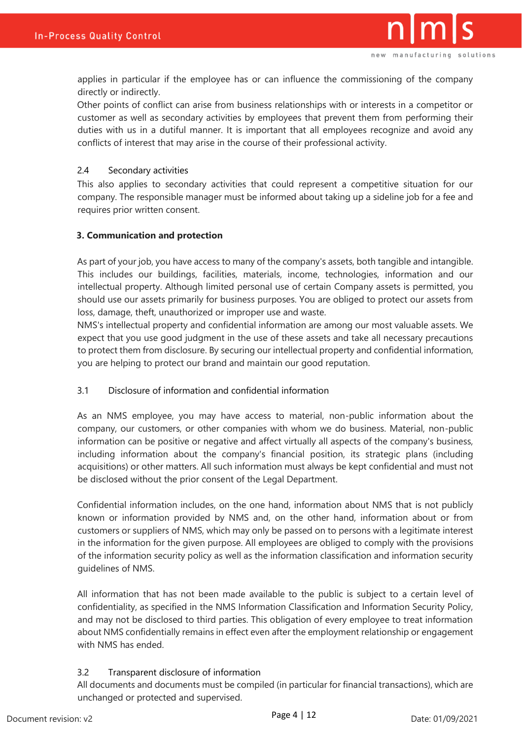applies in particular if the employee has or can influence the commissioning of the company directly or indirectly.
Other points of conflict can arise from business relationships with or interests in a competitor or customer as well as secondary activities by employees that prevent them from performing their duties with us in a dutiful manner. It is important that all employees recognize and avoid any conflicts of interest that may arise in the course of their professional activity.

### 2.4 Secondary activities

This also applies to secondary activities that could represent a competitive situation for our company. The responsible manager must be informed about taking up a sideline job for a fee and requires prior written consent.

## 3. Communication and protection

As part of your job, you have access to many of the company's assets, both tangible and intangible. This includes our buildings, facilities, materials, income, technologies, information and our intellectual property. Although limited personal use of certain Company assets is permitted, you should use our assets primarily for business purposes. You are obliged to protect our assets from loss, damage, theft, unauthorized or improper use and waste.
NMS's intellectual property and confidential information are among our most valuable assets. We expect that you use good judgment in the use of these assets and take all necessary precautions to protect them from disclosure. By securing our intellectual property and confidential information, you are helping to protect our brand and maintain our good reputation.

### 3.1 Disclosure of information and confidential information

As an NMS employee, you may have access to material, non-public information about the company, our customers, or other companies with whom we do business. Material, non-public information can be positive or negative and affect virtually all aspects of the company's business, including information about the company's financial position, its strategic plans (including acquisitions) or other matters. All such information must always be kept confidential and must not be disclosed without the prior consent of the Legal Department.

Confidential information includes, on the one hand, information about NMS that is not publicly known or information provided by NMS and, on the other hand, information about or from customers or suppliers of NMS, which may only be passed on to persons with a legitimate interest in the information for the given purpose. All employees are obliged to comply with the provisions of the information security policy as well as the information classification and information security guidelines of NMS.

All information that has not been made available to the public is subject to a certain level of confidentiality, as specified in the NMS Information Classification and Information Security Policy, and may not be disclosed to third parties. This obligation of every employee to treat information about NMS confidentially remains in effect even after the employment relationship or engagement with NMS has ended.

### 3.2 Transparent disclosure of information

All documents and documents must be compiled (in particular for financial transactions), which are unchanged or protected and supervised.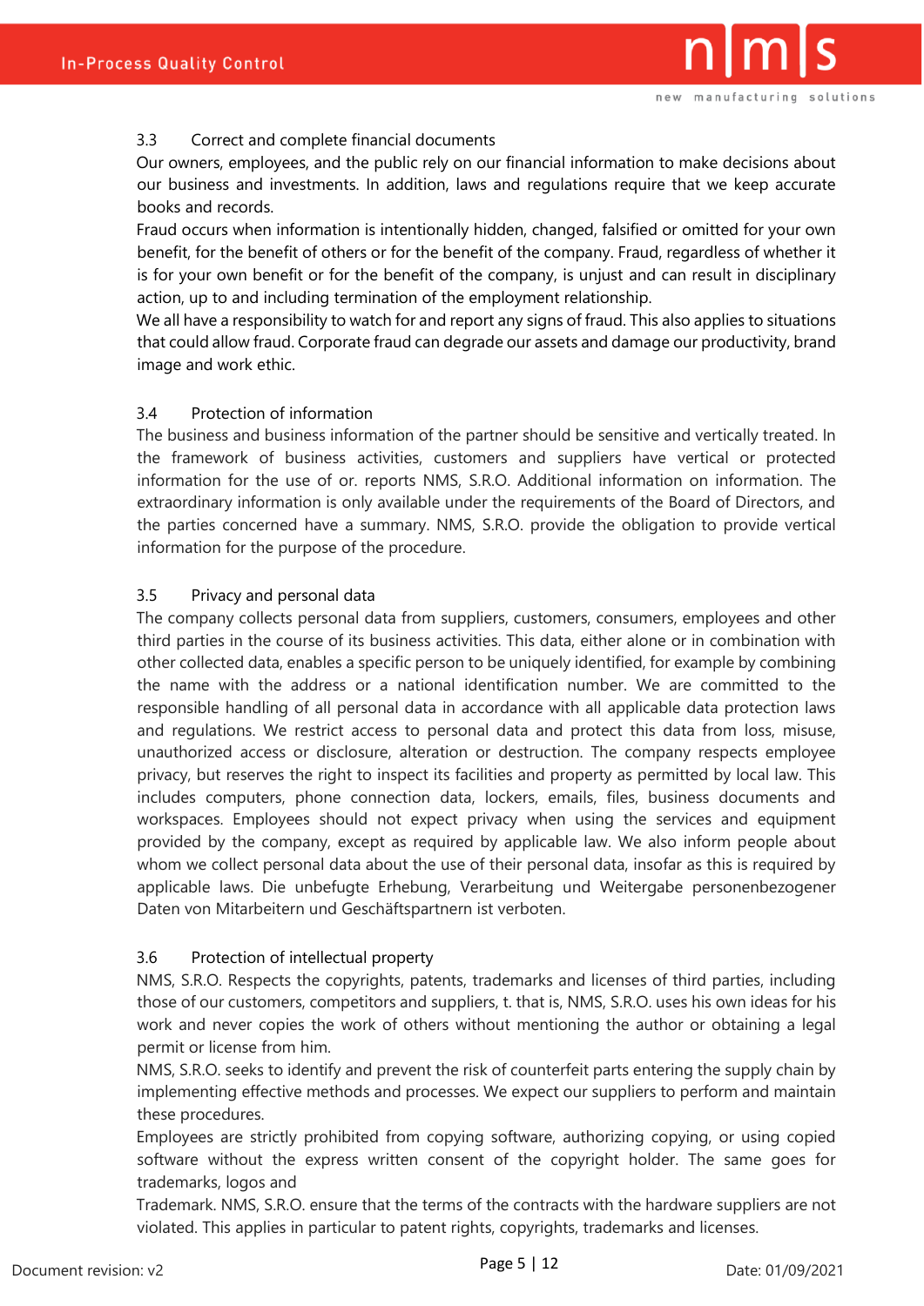## 3.3 Correct and complete financial documents

Our owners, employees, and the public rely on our financial information to make decisions about our business and investments. In addition, laws and regulations require that we keep accurate books and records.

Fraud occurs when information is intentionally hidden, changed, falsified or omitted for your own benefit, for the benefit of others or for the benefit of the company. Fraud, regardless of whether it is for your own benefit or for the benefit of the company, is unjust and can result in disciplinary action, up to and including termination of the employment relationship.

We all have a responsibility to watch for and report any signs of fraud. This also applies to situations that could allow fraud. Corporate fraud can degrade our assets and damage our productivity, brand image and work ethic.

## 3.4 Protection of information

The business and business information of the partner should be sensitive and vertically treated. In the framework of business activities, customers and suppliers have vertical or protected information for the use of or. reports NMS, S.R.O. Additional information on information. The extraordinary information is only available under the requirements of the Board of Directors, and the parties concerned have a summary. NMS, S.R.O. provide the obligation to provide vertical information for the purpose of the procedure.

## 3.5 Privacy and personal data

The company collects personal data from suppliers, customers, consumers, employees and other third parties in the course of its business activities. This data, either alone or in combination with other collected data, enables a specific person to be uniquely identified, for example by combining the name with the address or a national identification number. We are committed to the responsible handling of all personal data in accordance with all applicable data protection laws and regulations. We restrict access to personal data and protect this data from loss, misuse, unauthorized access or disclosure, alteration or destruction. The company respects employee privacy, but reserves the right to inspect its facilities and property as permitted by local law. This includes computers, phone connection data, lockers, emails, files, business documents and workspaces. Employees should not expect privacy when using the services and equipment provided by the company, except as required by applicable law. We also inform people about whom we collect personal data about the use of their personal data, insofar as this is required by applicable laws. Die unbefugte Erhebung, Verarbeitung und Weitergabe personenbezogener Daten von Mitarbeitern und Geschäftspartnern ist verboten.

## 3.6 Protection of intellectual property

NMS, S.R.O. Respects the copyrights, patents, trademarks and licenses of third parties, including those of our customers, competitors and suppliers, t. that is, NMS, S.R.O. uses his own ideas for his work and never copies the work of others without mentioning the author or obtaining a legal permit or license from him.

NMS, S.R.O. seeks to identify and prevent the risk of counterfeit parts entering the supply chain by implementing effective methods and processes. We expect our suppliers to perform and maintain these procedures.

Employees are strictly prohibited from copying software, authorizing copying, or using copied software without the express written consent of the copyright holder. The same goes for trademarks, logos and

Trademark. NMS, S.R.O. ensure that the terms of the contracts with the hardware suppliers are not violated. This applies in particular to patent rights, copyrights, trademarks and licenses.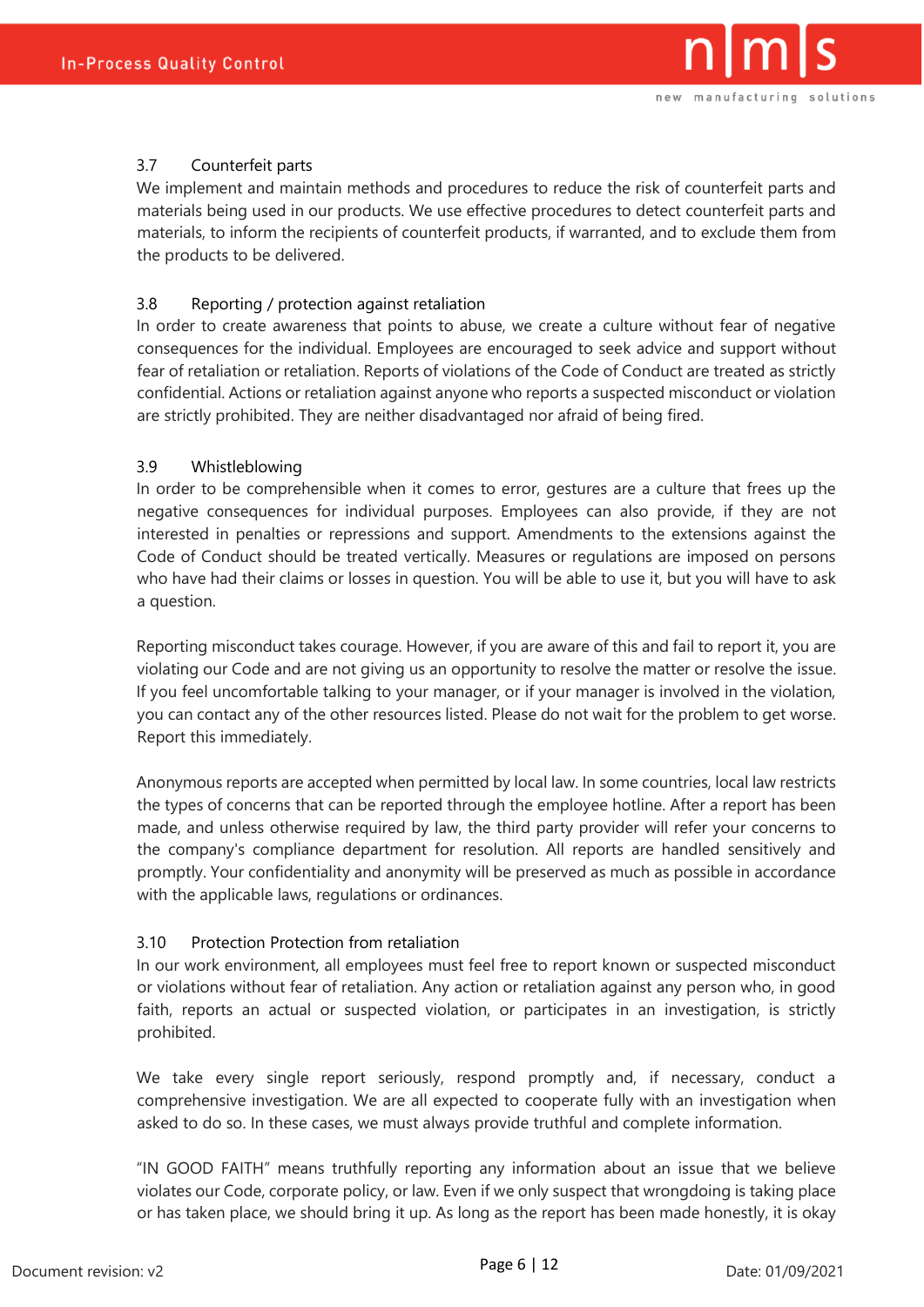### 3.7 Counterfeit parts

We implement and maintain methods and procedures to reduce the risk of counterfeit parts and materials being used in our products. We use effective procedures to detect counterfeit parts and materials, to inform the recipients of counterfeit products, if warranted, and to exclude them from the products to be delivered.

### 3.8 Reporting / protection against retaliation

In order to create awareness that points to abuse, we create a culture without fear of negative consequences for the individual. Employees are encouraged to seek advice and support without fear of retaliation or retaliation. Reports of violations of the Code of Conduct are treated as strictly confidential. Actions or retaliation against anyone who reports a suspected misconduct or violation are strictly prohibited. They are neither disadvantaged nor afraid of being fired.

### 3.9 Whistleblowing

In order to be comprehensible when it comes to error, gestures are a culture that frees up the negative consequences for individual purposes. Employees can also provide, if they are not interested in penalties or repressions and support. Amendments to the extensions against the Code of Conduct should be treated vertically. Measures or regulations are imposed on persons who have had their claims or losses in question. You will be able to use it, but you will have to ask a question.

Reporting misconduct takes courage. However, if you are aware of this and fail to report it, you are violating our Code and are not giving us an opportunity to resolve the matter or resolve the issue. If you feel uncomfortable talking to your manager, or if your manager is involved in the violation, you can contact any of the other resources listed. Please do not wait for the problem to get worse. Report this immediately.

Anonymous reports are accepted when permitted by local law. In some countries, local law restricts the types of concerns that can be reported through the employee hotline. After a report has been made, and unless otherwise required by law, the third party provider will refer your concerns to the company's compliance department for resolution. All reports are handled sensitively and promptly. Your confidentiality and anonymity will be preserved as much as possible in accordance with the applicable laws, regulations or ordinances.

### 3.10 Protection Protection from retaliation

In our work environment, all employees must feel free to report known or suspected misconduct or violations without fear of retaliation. Any action or retaliation against any person who, in good faith, reports an actual or suspected violation, or participates in an investigation, is strictly prohibited.

We take every single report seriously, respond promptly and, if necessary, conduct a comprehensive investigation. We are all expected to cooperate fully with an investigation when asked to do so. In these cases, we must always provide truthful and complete information.

"IN GOOD FAITH" means truthfully reporting any information about an issue that we believe violates our Code, corporate policy, or law. Even if we only suspect that wrongdoing is taking place or has taken place, we should bring it up. As long as the report has been made honestly, it is okay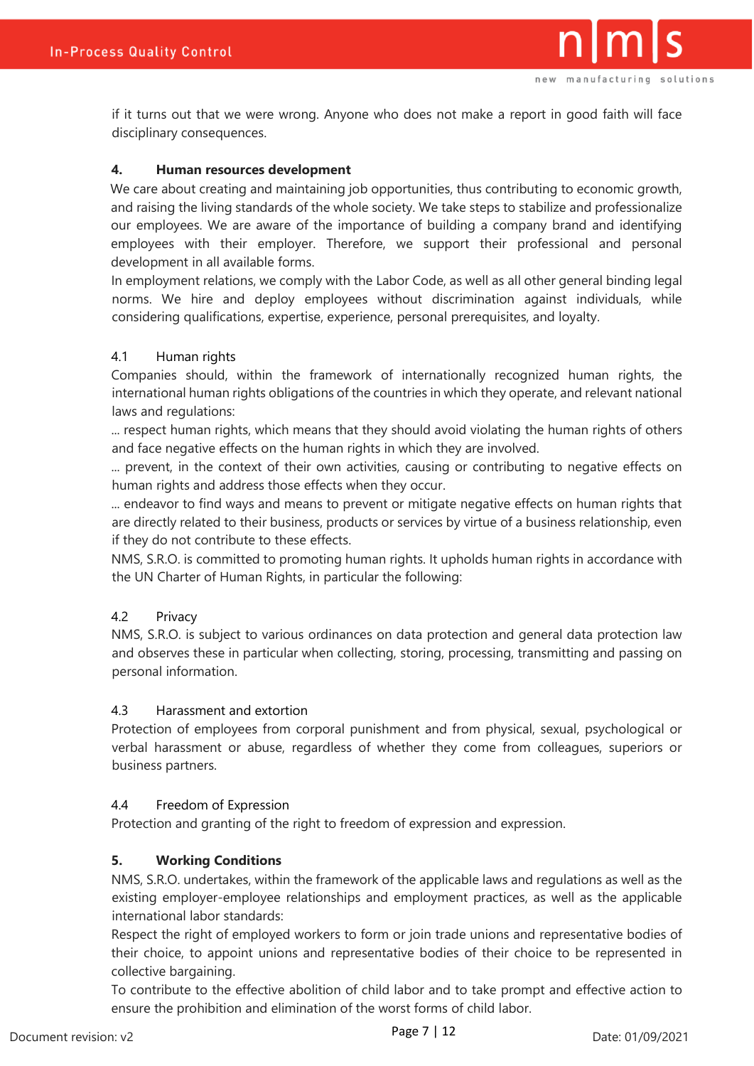if it turns out that we were wrong. Anyone who does not make a report in good faith will face disciplinary consequences.

## 4. Human resources development

We care about creating and maintaining job opportunities, thus contributing to economic growth, and raising the living standards of the whole society. We take steps to stabilize and professionalize our employees. We are aware of the importance of building a company brand and identifying employees with their employer. Therefore, we support their professional and personal development in all available forms.
In employment relations, we comply with the Labor Code, as well as all other general binding legal norms. We hire and deploy employees without discrimination against individuals, while considering qualifications, expertise, experience, personal prerequisites, and loyalty.

### 4.1 Human rights

Companies should, within the framework of internationally recognized human rights, the international human rights obligations of the countries in which they operate, and relevant national laws and regulations:
... respect human rights, which means that they should avoid violating the human rights of others and face negative effects on the human rights in which they are involved.
... prevent, in the context of their own activities, causing or contributing to negative effects on human rights and address those effects when they occur.
... endeavor to find ways and means to prevent or mitigate negative effects on human rights that are directly related to their business, products or services by virtue of a business relationship, even if they do not contribute to these effects.
NMS, S.R.O. is committed to promoting human rights. It upholds human rights in accordance with the UN Charter of Human Rights, in particular the following:

### 4.2 Privacy

NMS, S.R.O. is subject to various ordinances on data protection and general data protection law and observes these in particular when collecting, storing, processing, transmitting and passing on personal information.

### 4.3 Harassment and extortion

Protection of employees from corporal punishment and from physical, sexual, psychological or verbal harassment or abuse, regardless of whether they come from colleagues, superiors or business partners.

### 4.4 Freedom of Expression

Protection and granting of the right to freedom of expression and expression.

## 5. Working Conditions

NMS, S.R.O. undertakes, within the framework of the applicable laws and regulations as well as the existing employer-employee relationships and employment practices, as well as the applicable international labor standards:
Respect the right of employed workers to form or join trade unions and representative bodies of their choice, to appoint unions and representative bodies of their choice to be represented in collective bargaining.
To contribute to the effective abolition of child labor and to take prompt and effective action to ensure the prohibition and elimination of the worst forms of child labor.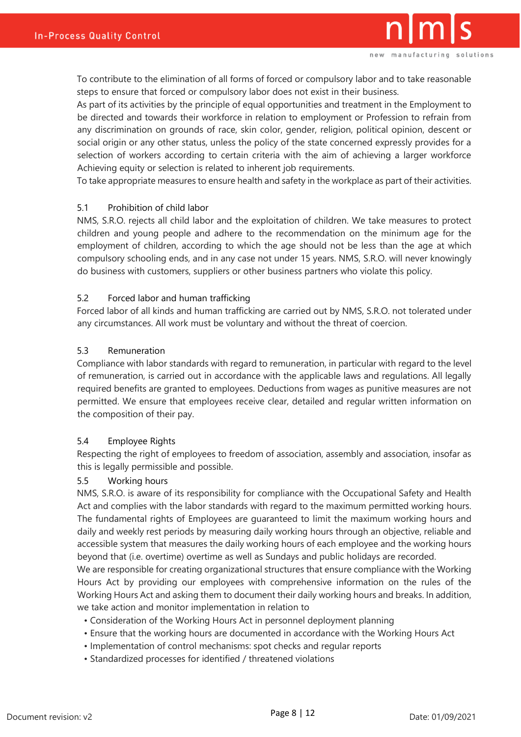To contribute to the elimination of all forms of forced or compulsory labor and to take reasonable steps to ensure that forced or compulsory labor does not exist in their business.
As part of its activities by the principle of equal opportunities and treatment in the Employment to be directed and towards their workforce in relation to employment or Profession to refrain from any discrimination on grounds of race, skin color, gender, religion, political opinion, descent or social origin or any other status, unless the policy of the state concerned expressly provides for a selection of workers according to certain criteria with the aim of achieving a larger workforce Achieving equity or selection is related to inherent job requirements.
To take appropriate measures to ensure health and safety in the workplace as part of their activities.

### 5.1 Prohibition of child labor

NMS, S.R.O. rejects all child labor and the exploitation of children. We take measures to protect children and young people and adhere to the recommendation on the minimum age for the employment of children, according to which the age should not be less than the age at which compulsory schooling ends, and in any case not under 15 years. NMS, S.R.O. will never knowingly do business with customers, suppliers or other business partners who violate this policy.

### 5.2 Forced labor and human trafficking

Forced labor of all kinds and human trafficking are carried out by NMS, S.R.O. not tolerated under any circumstances. All work must be voluntary and without the threat of coercion.

### 5.3 Remuneration

Compliance with labor standards with regard to remuneration, in particular with regard to the level of remuneration, is carried out in accordance with the applicable laws and regulations. All legally required benefits are granted to employees. Deductions from wages as punitive measures are not permitted. We ensure that employees receive clear, detailed and regular written information on the composition of their pay.

### 5.4 Employee Rights

Respecting the right of employees to freedom of association, assembly and association, insofar as this is legally permissible and possible.

### 5.5 Working hours

NMS, S.R.O. is aware of its responsibility for compliance with the Occupational Safety and Health Act and complies with the labor standards with regard to the maximum permitted working hours. The fundamental rights of Employees are guaranteed to limit the maximum working hours and daily and weekly rest periods by measuring daily working hours through an objective, reliable and accessible system that measures the daily working hours of each employee and the working hours beyond that (i.e. overtime) overtime as well as Sundays and public holidays are recorded.
We are responsible for creating organizational structures that ensure compliance with the Working Hours Act by providing our employees with comprehensive information on the rules of the Working Hours Act and asking them to document their daily working hours and breaks. In addition, we take action and monitor implementation in relation to

- Consideration of the Working Hours Act in personnel deployment planning
- Ensure that the working hours are documented in accordance with the Working Hours Act
- Implementation of control mechanisms: spot checks and regular reports
- Standardized processes for identified / threatened violations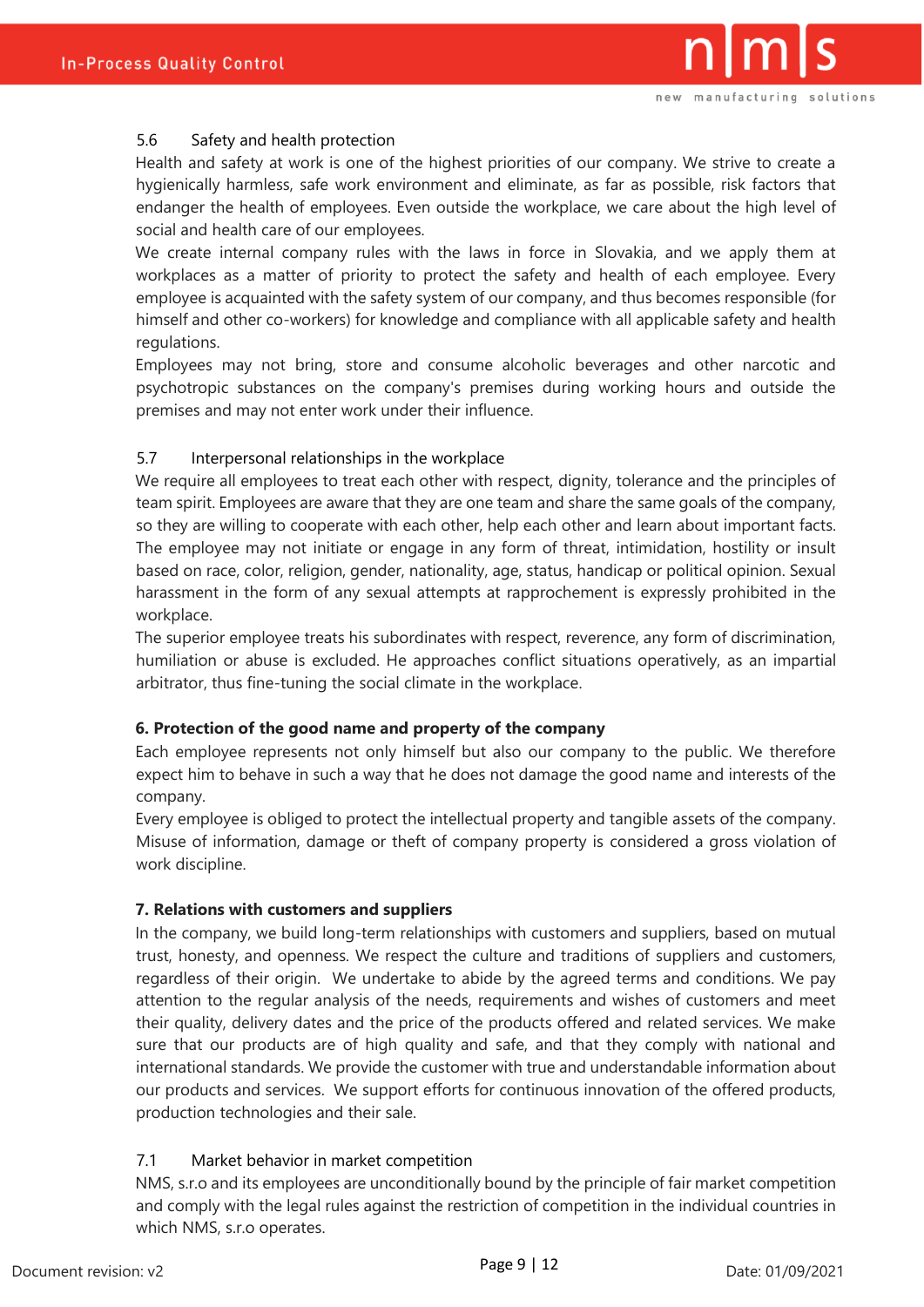### 5.6 Safety and health protection

Health and safety at work is one of the highest priorities of our company. We strive to create a hygienically harmless, safe work environment and eliminate, as far as possible, risk factors that endanger the health of employees. Even outside the workplace, we care about the high level of social and health care of our employees.

We create internal company rules with the laws in force in Slovakia, and we apply them at workplaces as a matter of priority to protect the safety and health of each employee. Every employee is acquainted with the safety system of our company, and thus becomes responsible (for himself and other co-workers) for knowledge and compliance with all applicable safety and health regulations.

Employees may not bring, store and consume alcoholic beverages and other narcotic and psychotropic substances on the company's premises during working hours and outside the premises and may not enter work under their influence.

### 5.7 Interpersonal relationships in the workplace

We require all employees to treat each other with respect, dignity, tolerance and the principles of team spirit. Employees are aware that they are one team and share the same goals of the company, so they are willing to cooperate with each other, help each other and learn about important facts. The employee may not initiate or engage in any form of threat, intimidation, hostility or insult based on race, color, religion, gender, nationality, age, status, handicap or political opinion. Sexual harassment in the form of any sexual attempts at rapprochement is expressly prohibited in the workplace.

The superior employee treats his subordinates with respect, reverence, any form of discrimination, humiliation or abuse is excluded. He approaches conflict situations operatively, as an impartial arbitrator, thus fine-tuning the social climate in the workplace.

## 6. Protection of the good name and property of the company

Each employee represents not only himself but also our company to the public. We therefore expect him to behave in such a way that he does not damage the good name and interests of the company.

Every employee is obliged to protect the intellectual property and tangible assets of the company. Misuse of information, damage or theft of company property is considered a gross violation of work discipline.

## 7. Relations with customers and suppliers

In the company, we build long-term relationships with customers and suppliers, based on mutual trust, honesty, and openness. We respect the culture and traditions of suppliers and customers, regardless of their origin. We undertake to abide by the agreed terms and conditions. We pay attention to the regular analysis of the needs, requirements and wishes of customers and meet their quality, delivery dates and the price of the products offered and related services. We make sure that our products are of high quality and safe, and that they comply with national and international standards. We provide the customer with true and understandable information about our products and services. We support efforts for continuous innovation of the offered products, production technologies and their sale.

### 7.1 Market behavior in market competition

NMS, s.r.o and its employees are unconditionally bound by the principle of fair market competition and comply with the legal rules against the restriction of competition in the individual countries in which NMS, s.r.o operates.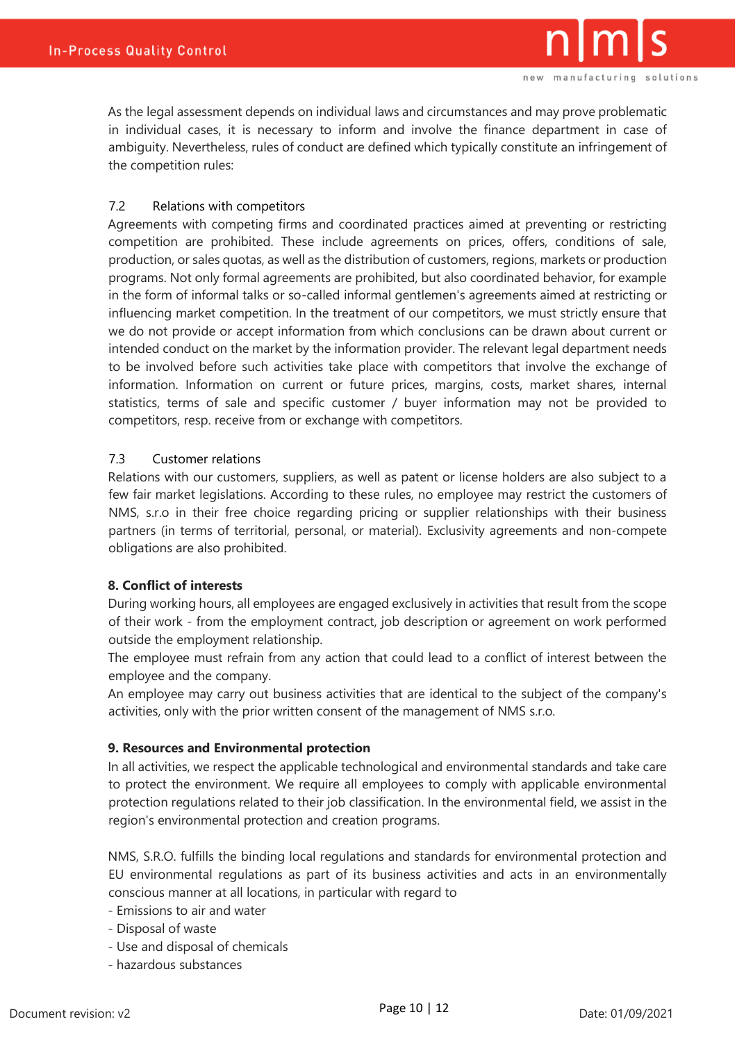As the legal assessment depends on individual laws and circumstances and may prove problematic in individual cases, it is necessary to inform and involve the finance department in case of ambiguity. Nevertheless, rules of conduct are defined which typically constitute an infringement of the competition rules:

### 7.2 Relations with competitors

Agreements with competing firms and coordinated practices aimed at preventing or restricting competition are prohibited. These include agreements on prices, offers, conditions of sale, production, or sales quotas, as well as the distribution of customers, regions, markets or production programs. Not only formal agreements are prohibited, but also coordinated behavior, for example in the form of informal talks or so-called informal gentlemen's agreements aimed at restricting or influencing market competition. In the treatment of our competitors, we must strictly ensure that we do not provide or accept information from which conclusions can be drawn about current or intended conduct on the market by the information provider. The relevant legal department needs to be involved before such activities take place with competitors that involve the exchange of information. Information on current or future prices, margins, costs, market shares, internal statistics, terms of sale and specific customer / buyer information may not be provided to competitors, resp. receive from or exchange with competitors.

### 7.3 Customer relations

Relations with our customers, suppliers, as well as patent or license holders are also subject to a few fair market legislations. According to these rules, no employee may restrict the customers of NMS, s.r.o in their free choice regarding pricing or supplier relationships with their business partners (in terms of territorial, personal, or material). Exclusivity agreements and non-compete obligations are also prohibited.

## 8. Conflict of interests

During working hours, all employees are engaged exclusively in activities that result from the scope of their work - from the employment contract, job description or agreement on work performed outside the employment relationship.

The employee must refrain from any action that could lead to a conflict of interest between the employee and the company.

An employee may carry out business activities that are identical to the subject of the company's activities, only with the prior written consent of the management of NMS s.r.o.

## 9. Resources and Environmental protection

In all activities, we respect the applicable technological and environmental standards and take care to protect the environment. We require all employees to comply with applicable environmental protection regulations related to their job classification. In the environmental field, we assist in the region's environmental protection and creation programs.

NMS, S.R.O. fulfills the binding local regulations and standards for environmental protection and EU environmental regulations as part of its business activities and acts in an environmentally conscious manner at all locations, in particular with regard to

- Emissions to air and water
- Disposal of waste
- Use and disposal of chemicals
- hazardous substances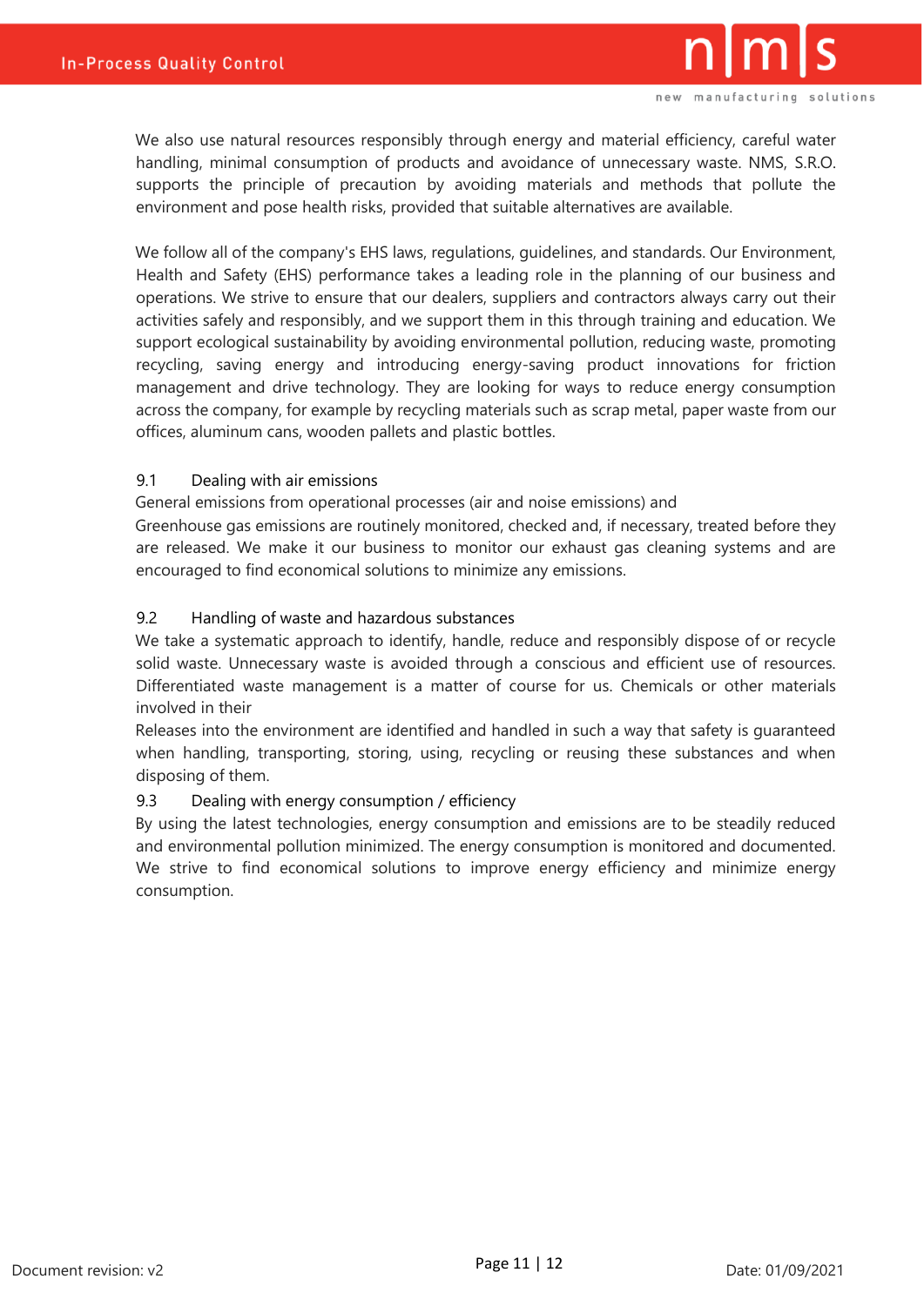We also use natural resources responsibly through energy and material efficiency, careful water handling, minimal consumption of products and avoidance of unnecessary waste. NMS, S.R.O. supports the principle of precaution by avoiding materials and methods that pollute the environment and pose health risks, provided that suitable alternatives are available.

We follow all of the company's EHS laws, regulations, guidelines, and standards. Our Environment, Health and Safety (EHS) performance takes a leading role in the planning of our business and operations. We strive to ensure that our dealers, suppliers and contractors always carry out their activities safely and responsibly, and we support them in this through training and education. We support ecological sustainability by avoiding environmental pollution, reducing waste, promoting recycling, saving energy and introducing energy-saving product innovations for friction management and drive technology. They are looking for ways to reduce energy consumption across the company, for example by recycling materials such as scrap metal, paper waste from our offices, aluminum cans, wooden pallets and plastic bottles.

### 9.1 Dealing with air emissions

General emissions from operational processes (air and noise emissions) and
Greenhouse gas emissions are routinely monitored, checked and, if necessary, treated before they are released. We make it our business to monitor our exhaust gas cleaning systems and are encouraged to find economical solutions to minimize any emissions.

### 9.2 Handling of waste and hazardous substances

We take a systematic approach to identify, handle, reduce and responsibly dispose of or recycle solid waste. Unnecessary waste is avoided through a conscious and efficient use of resources. Differentiated waste management is a matter of course for us. Chemicals or other materials involved in their
Releases into the environment are identified and handled in such a way that safety is guaranteed when handling, transporting, storing, using, recycling or reusing these substances and when disposing of them.

### 9.3 Dealing with energy consumption / efficiency

By using the latest technologies, energy consumption and emissions are to be steadily reduced and environmental pollution minimized. The energy consumption is monitored and documented. We strive to find economical solutions to improve energy efficiency and minimize energy consumption.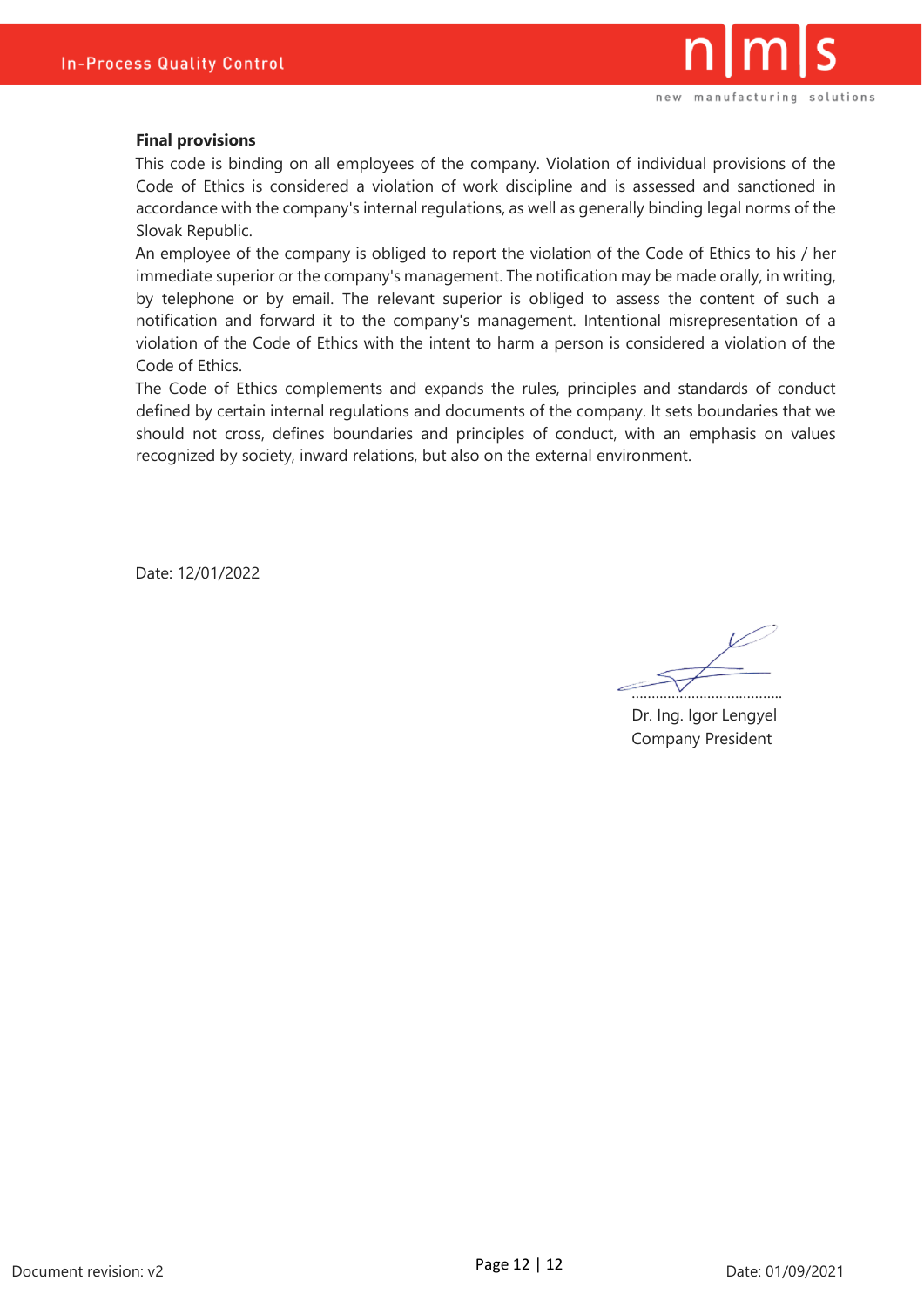**Final provisions**

This code is binding on all employees of the company. Violation of individual provisions of the Code of Ethics is considered a violation of work discipline and is assessed and sanctioned in accordance with the company's internal regulations, as well as generally binding legal norms of the Slovak Republic.

An employee of the company is obliged to report the violation of the Code of Ethics to his / her immediate superior or the company's management. The notification may be made orally, in writing, by telephone or by email. The relevant superior is obliged to assess the content of such a notification and forward it to the company's management. Intentional misrepresentation of a violation of the Code of Ethics with the intent to harm a person is considered a violation of the Code of Ethics.

The Code of Ethics complements and expands the rules, principles and standards of conduct defined by certain internal regulations and documents of the company. It sets boundaries that we should not cross, defines boundaries and principles of conduct, with an emphasis on values recognized by society, inward relations, but also on the external environment.

Date: 12/01/2022

.....................................

Dr. Ing. Igor Lengyel

Company President